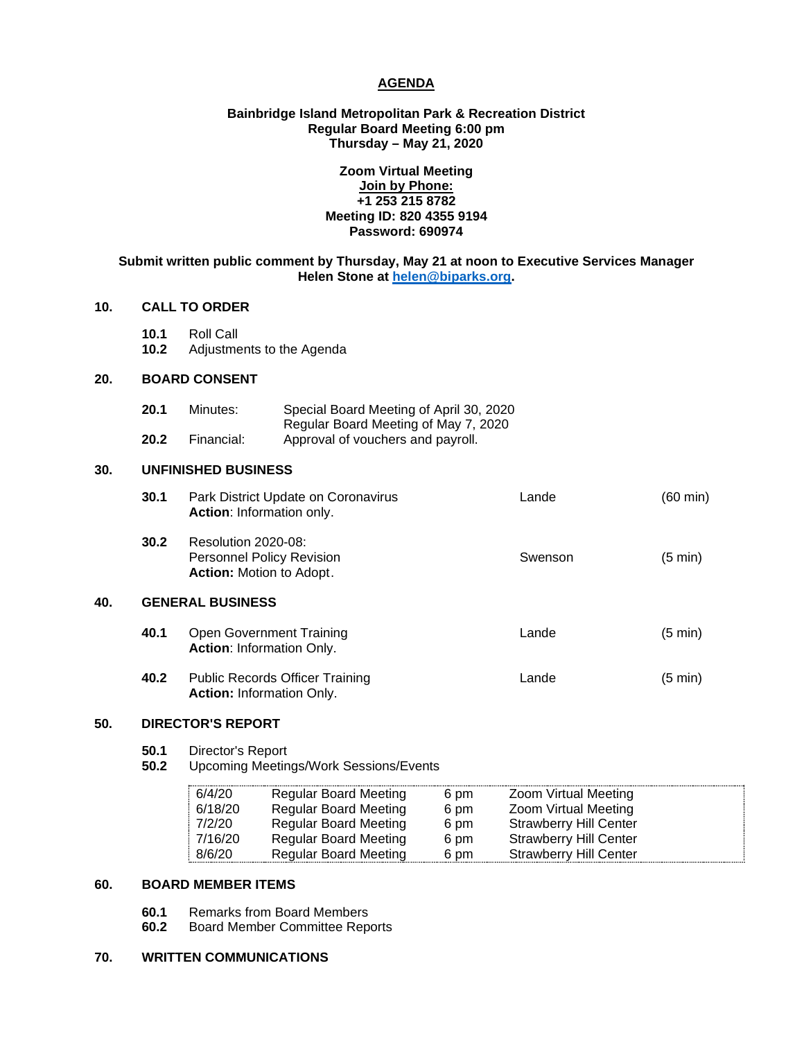# AGENDA

**Bainbridge Island Metropolitan Park & Recreation District**
**Regular Board Meeting 6:00 pm**
**Thursday – May 21, 2020**

**Zoom Virtual Meeting**
**Join by Phone:**
**+1 253 215 8782**
**Meeting ID: 820 4355 9194**
**Password: 690974**

**Submit written public comment by Thursday, May 21 at noon to Executive Services Manager Helen Stone at helen@biparks.org.**

## 10. CALL TO ORDER

**10.1** Roll Call
**10.2** Adjustments to the Agenda

## 20. BOARD CONSENT

**20.1** Minutes: Special Board Meeting of April 30, 2020
Regular Board Meeting of May 7, 2020
**20.2** Financial: Approval of vouchers and payroll.

## 30. UNFINISHED BUSINESS

| | Item | Presenter | Time |
|---|---|---|---|
| **30.1** | Park District Update on Coronavirus<br>**Action**: Information only. | Lande | (60 min) |
| **30.2** | Resolution 2020-08:<br>Personnel Policy Revision<br>**Action:** Motion to Adopt. | Swenson | (5 min) |

## 40. GENERAL BUSINESS

| | Item | Presenter | Time |
|---|---|---|---|
| **40.1** | Open Government Training<br>**Action**: Information Only. | Lande | (5 min) |
| **40.2** | Public Records Officer Training<br>**Action:** Information Only. | Lande | (5 min) |

## 50. DIRECTOR'S REPORT

**50.1** Director's Report
**50.2** Upcoming Meetings/Work Sessions/Events

| Date | Meeting | Time | Location |
|---|---|---|---|
| 6/4/20 | Regular Board Meeting | 6 pm | Zoom Virtual Meeting |
| 6/18/20 | Regular Board Meeting | 6 pm | Zoom Virtual Meeting |
| 7/2/20 | Regular Board Meeting | 6 pm | Strawberry Hill Center |
| 7/16/20 | Regular Board Meeting | 6 pm | Strawberry Hill Center |
| 8/6/20 | Regular Board Meeting | 6 pm | Strawberry Hill Center |

## 60. BOARD MEMBER ITEMS

**60.1** Remarks from Board Members
**60.2** Board Member Committee Reports

## 70. WRITTEN COMMUNICATIONS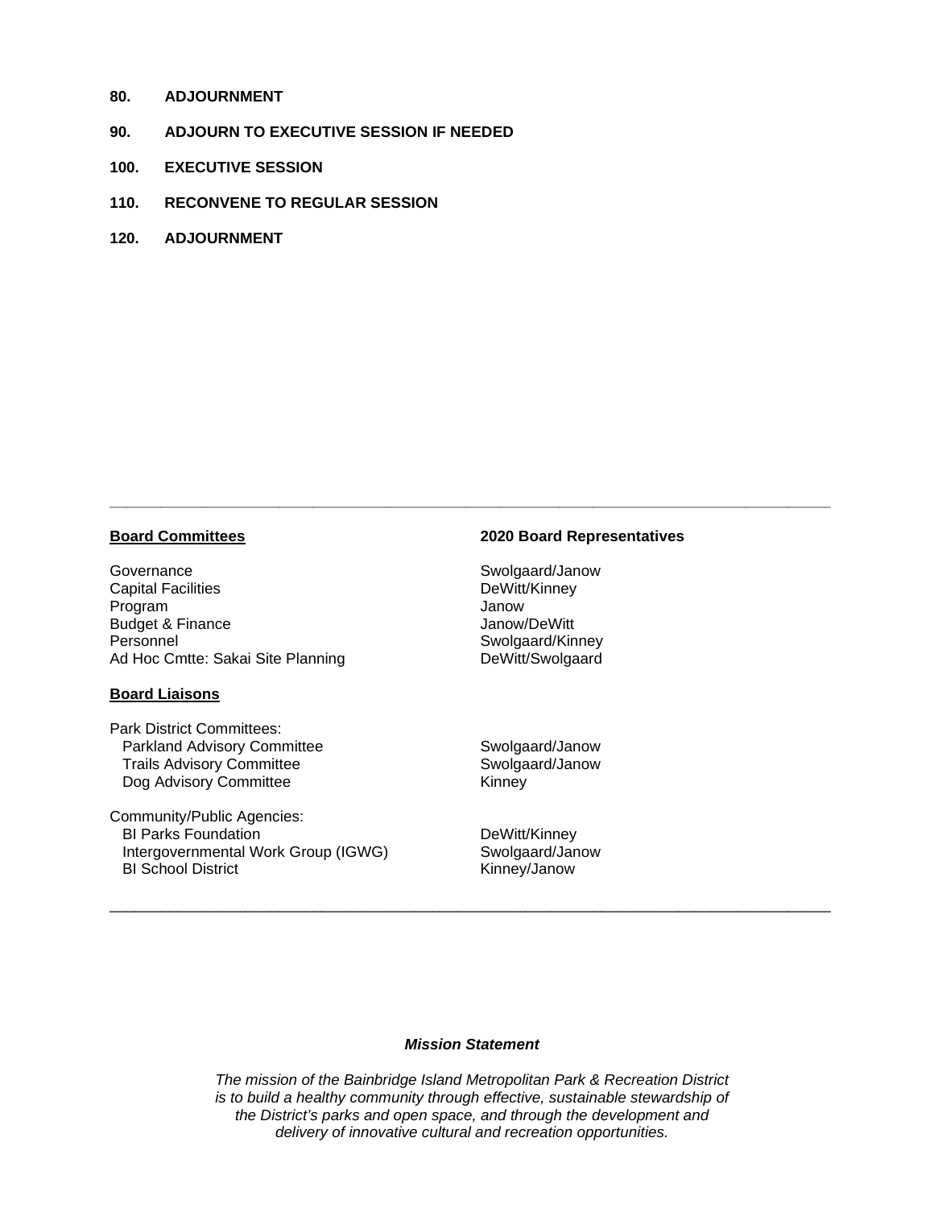**80. ADJOURNMENT**

**90. ADJOURN TO EXECUTIVE SESSION IF NEEDED**

**100. EXECUTIVE SESSION**

**110. RECONVENE TO REGULAR SESSION**

**120. ADJOURNMENT**

---

| **Board Committees** | **2020 Board Representatives** |
|---|---|
| Governance | Swolgaard/Janow |
| Capital Facilities | DeWitt/Kinney |
| Program | Janow |
| Budget & Finance | Janow/DeWitt |
| Personnel | Swolgaard/Kinney |
| Ad Hoc Cmtte: Sakai Site Planning | DeWitt/Swolgaard |

**Board Liaisons**

| | |
|---|---|
| Park District Committees: | |
| Parkland Advisory Committee | Swolgaard/Janow |
| Trails Advisory Committee | Swolgaard/Janow |
| Dog Advisory Committee | Kinney |
| Community/Public Agencies: | |
| BI Parks Foundation | DeWitt/Kinney |
| Intergovernmental Work Group (IGWG) | Swolgaard/Janow |
| BI School District | Kinney/Janow |

---

***Mission Statement***

*The mission of the Bainbridge Island Metropolitan Park & Recreation District is to build a healthy community through effective, sustainable stewardship of the District's parks and open space, and through the development and delivery of innovative cultural and recreation opportunities.*